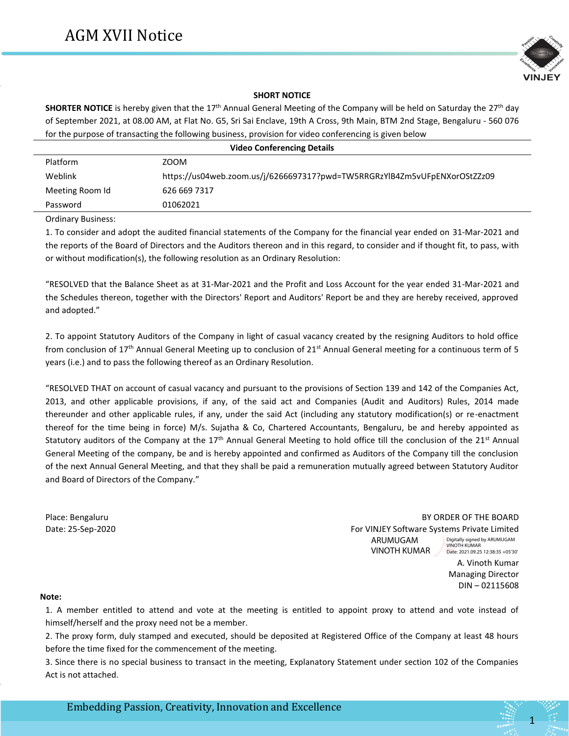# AGM XVII Notice

## SHORT NOTICE

**SHORTER NOTICE** is hereby given that the 17th Annual General Meeting of the Company will be held on Saturday the 27th day of September 2021, at 08.00 AM, at Flat No. G5, Sri Sai Enclave, 19th A Cross, 9th Main, BTM 2nd Stage, Bengaluru - 560 076 for the purpose of transacting the following business, provision for video conferencing is given below

| Video Conferencing Details | |
|---|---|
| Platform | ZOOM |
| Weblink | https://us04web.zoom.us/j/6266697317?pwd=TW5RRGRzYlB4Zm5vUFpENXorOStZZz09 |
| Meeting Room Id | 626 669 7317 |
| Password | 01062021 |

Ordinary Business:

1. To consider and adopt the audited financial statements of the Company for the financial year ended on 31-Mar-2021 and the reports of the Board of Directors and the Auditors thereon and in this regard, to consider and if thought fit, to pass, with or without modification(s), the following resolution as an Ordinary Resolution:

"RESOLVED that the Balance Sheet as at 31-Mar-2021 and the Profit and Loss Account for the year ended 31-Mar-2021 and the Schedules thereon, together with the Directors' Report and Auditors' Report be and they are hereby received, approved and adopted."

2. To appoint Statutory Auditors of the Company in light of casual vacancy created by the resigning Auditors to hold office from conclusion of 17th Annual General Meeting up to conclusion of 21st Annual General meeting for a continuous term of 5 years (i.e.) and to pass the following thereof as an Ordinary Resolution.

"RESOLVED THAT on account of casual vacancy and pursuant to the provisions of Section 139 and 142 of the Companies Act, 2013, and other applicable provisions, if any, of the said act and Companies (Audit and Auditors) Rules, 2014 made thereunder and other applicable rules, if any, under the said Act (including any statutory modification(s) or re-enactment thereof for the time being in force) M/s. Sujatha & Co, Chartered Accountants, Bengaluru, be and hereby appointed as Statutory auditors of the Company at the 17th Annual General Meeting to hold office till the conclusion of the 21st Annual General Meeting of the company, be and is hereby appointed and confirmed as Auditors of the Company till the conclusion of the next Annual General Meeting, and that they shall be paid a remuneration mutually agreed between Statutory Auditor and Board of Directors of the Company."

Place: Bengaluru
Date: 25-Sep-2020

BY ORDER OF THE BOARD
For VINJEY Software Systems Private Limited

ARUMUGAM VINOTH KUMAR
Digitally signed by ARUMUGAM VINOTH KUMAR
Date: 2021.09.25 12:38:35 +05'30'

A. Vinoth Kumar
Managing Director
DIN – 02115608

**Note:**

1. A member entitled to attend and vote at the meeting is entitled to appoint proxy to attend and vote instead of himself/herself and the proxy need not be a member.
2. The proxy form, duly stamped and executed, should be deposited at Registered Office of the Company at least 48 hours before the time fixed for the commencement of the meeting.
3. Since there is no special business to transact in the meeting, Explanatory Statement under section 102 of the Companies Act is not attached.

Embedding Passion, Creativity, Innovation and Excellence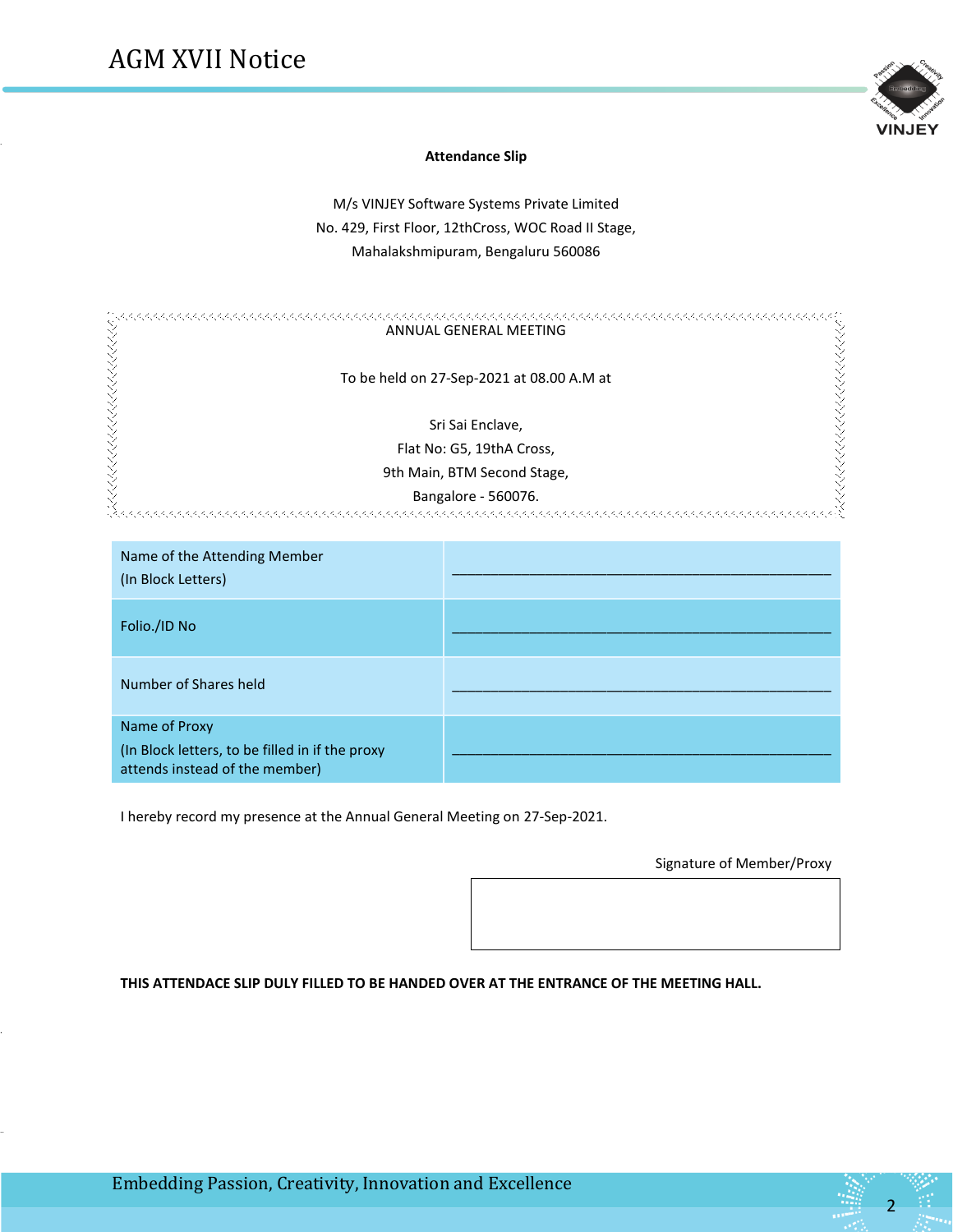**Attendance Slip**

M/s VINJEY Software Systems Private Limited
No. 429, First Floor, 12thCross, WOC Road II Stage,
Mahalakshmipuram, Bengaluru 560086

ANNUAL GENERAL MEETING

To be held on 27-Sep-2021 at 08.00 A.M at

Sri Sai Enclave,
Flat No: G5, 19thA Cross,
9th Main, BTM Second Stage,
Bangalore - 560076.

| | |
|---|---|
| Name of the Attending Member (In Block Letters) | ________________________________ |
| Folio./ID No | ________________________________ |
| Number of Shares held | ________________________________ |
| Name of Proxy (In Block letters, to be filled in if the proxy attends instead of the member) | ________________________________ |

I hereby record my presence at the Annual General Meeting on 27-Sep-2021.

Signature of Member/Proxy

**THIS ATTENDACE SLIP DULY FILLED TO BE HANDED OVER AT THE ENTRANCE OF THE MEETING HALL.**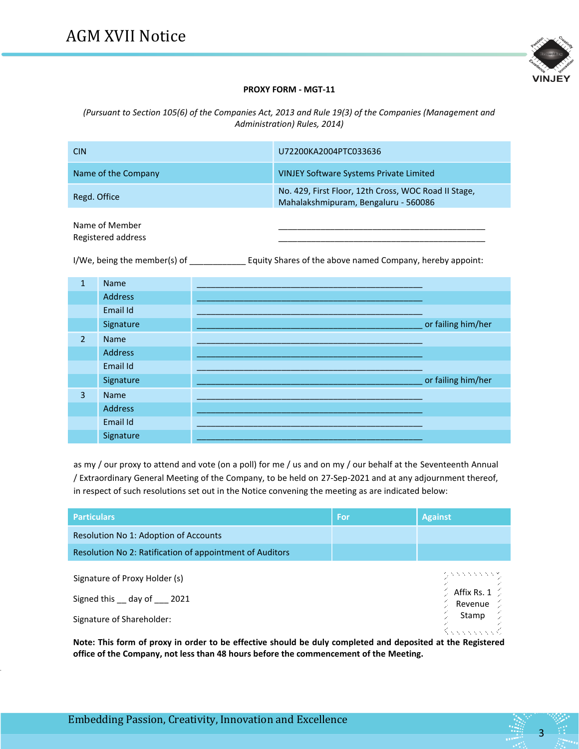**PROXY FORM - MGT-11**

*(Pursuant to Section 105(6) of the Companies Act, 2013 and Rule 19(3) of the Companies (Management and Administration) Rules, 2014)*

| | |
|---|---|
| CIN | U72200KA2004PTC033636 |
| Name of the Company | VINJEY Software Systems Private Limited |
| Regd. Office | No. 429, First Floor, 12th Cross, WOC Road II Stage, Mahalakshmipuram, Bengaluru - 560086 |

Name of Member ____________________________________________

Registered address ____________________________________________

I/We, being the member(s) of ___________ Equity Shares of the above named Company, hereby appoint:

| | | |
|---|---|---|
| 1 | Name | ______________________________________________ |
| | Address | ______________________________________________ |
| | Email Id | ______________________________________________ |
| | Signature | ______________________________________________ or failing him/her |
| 2 | Name | ______________________________________________ |
| | Address | ______________________________________________ |
| | Email Id | ______________________________________________ |
| | Signature | ______________________________________________ or failing him/her |
| 3 | Name | ______________________________________________ |
| | Address | ______________________________________________ |
| | Email Id | ______________________________________________ |
| | Signature | ______________________________________________ |

as my / our proxy to attend and vote (on a poll) for me / us and on my / our behalf at the Seventeenth Annual / Extraordinary General Meeting of the Company, to be held on 27-Sep-2021 and at any adjournment thereof, in respect of such resolutions set out in the Notice convening the meeting as are indicated below:

| Particulars | For | Against |
|---|---|---|
| Resolution No 1: Adoption of Accounts | | |
| Resolution No 2: Ratification of appointment of Auditors | | |

Signature of Proxy Holder (s)

Signed this __ day of ___ 2021

Signature of Shareholder:

Affix Rs. 1 Revenue Stamp

**Note: This form of proxy in order to be effective should be duly completed and deposited at the Registered office of the Company, not less than 48 hours before the commencement of the Meeting.**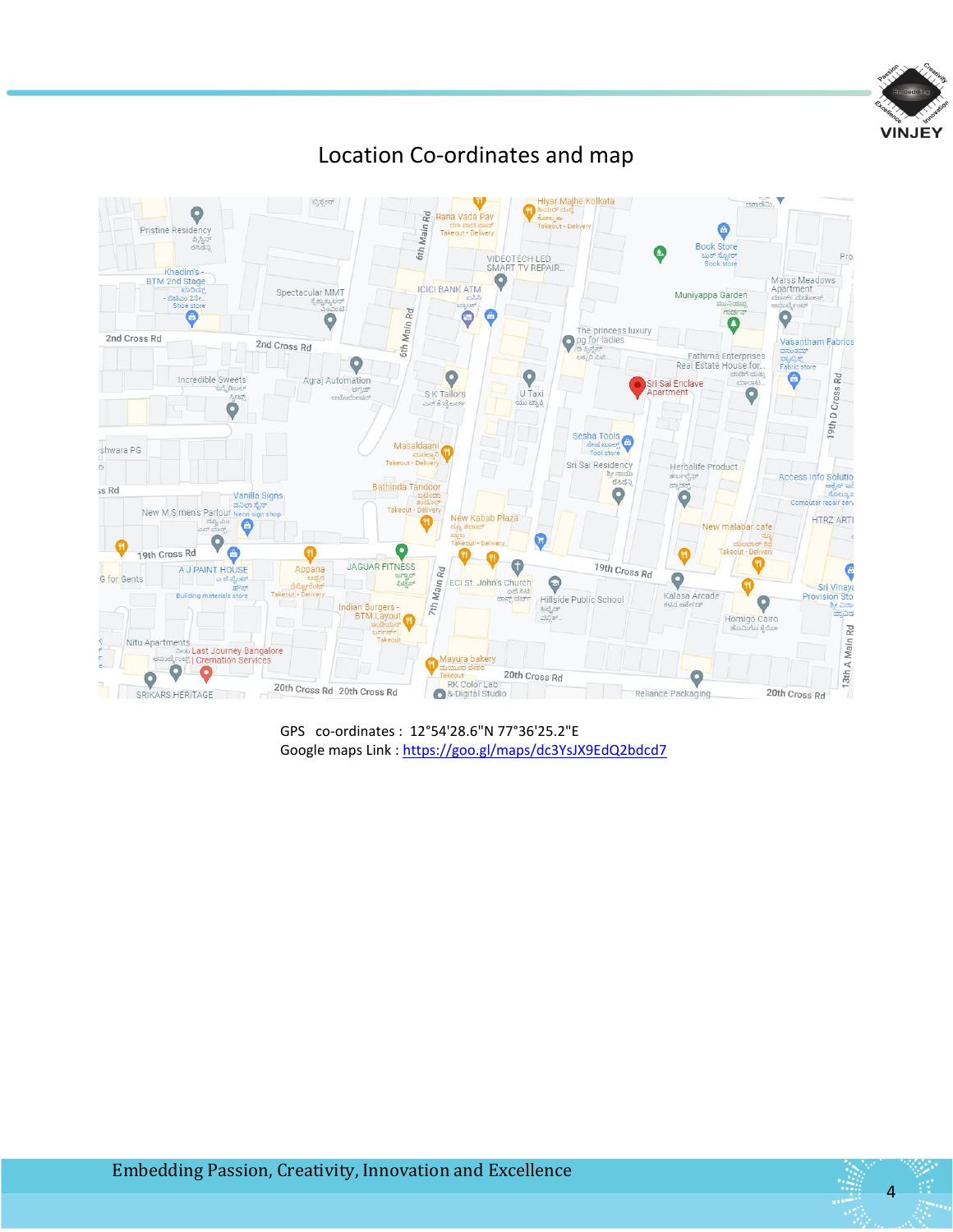# Location Co-ordinates and map

GPS co-ordinates : 12°54'28.6"N 77°36'25.2"E

Google maps Link : https://goo.gl/maps/dc3YsJX9EdQ2bdcd7